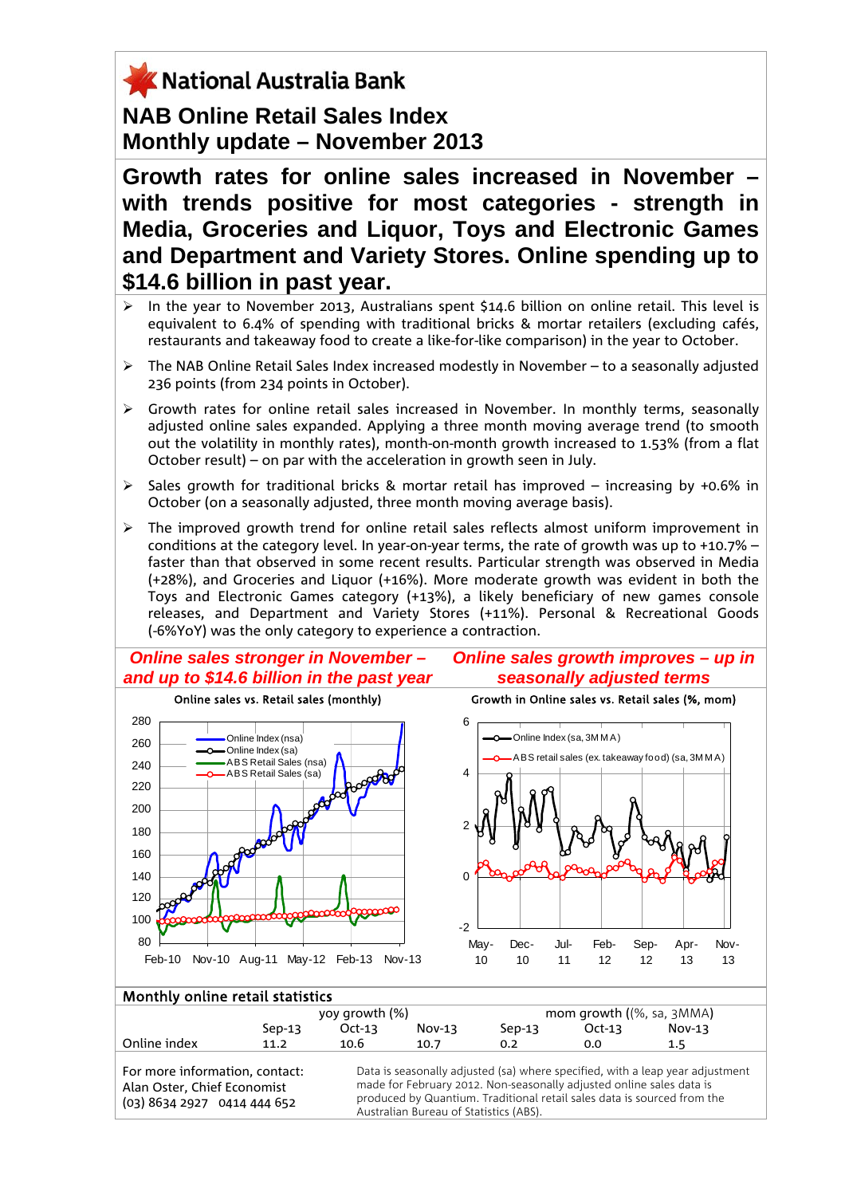# National Australia Bank

## NAB Online Retail Sales Index
## Monthly update – November 2013

### Growth rates for online sales increased in November – with trends positive for most categories - strength in Media, Groceries and Liquor, Toys and Electronic Games and Department and Variety Stores. Online spending up to $14.6 billion in past year.

- In the year to November 2013, Australians spent $14.6 billion on online retail. This level is equivalent to 6.4% of spending with traditional bricks & mortar retailers (excluding cafés, restaurants and takeaway food to create a like-for-like comparison) in the year to October.
- The NAB Online Retail Sales Index increased modestly in November – to a seasonally adjusted 236 points (from 234 points in October).
- Growth rates for online retail sales increased in November. In monthly terms, seasonally adjusted online sales expanded. Applying a three month moving average trend (to smooth out the volatility in monthly rates), month-on-month growth increased to 1.53% (from a flat October result) – on par with the acceleration in growth seen in July.
- Sales growth for traditional bricks & mortar retail has improved – increasing by +0.6% in October (on a seasonally adjusted, three month moving average basis).
- The improved growth trend for online retail sales reflects almost uniform improvement in conditions at the category level. In year-on-year terms, the rate of growth was up to +10.7% – faster than that observed in some recent results. Particular strength was observed in Media (+28%), and Groceries and Liquor (+16%). More moderate growth was evident in both the Toys and Electronic Games category (+13%), a likely beneficiary of new games console releases, and Department and Variety Stores (+11%). Personal & Recreational Goods (-6%YoY) was the only category to experience a contraction.

*Online sales stronger in November – and up to $14.6 billion in the past year*

Online sales vs. Retail sales (monthly)

*Online sales growth improves – up in seasonally adjusted terms*

Growth in Online sales vs. Retail sales (%, mom)

### Monthly online retail statistics

| | yoy growth (%) | | | mom growth ((%, sa, 3MMA) | | |
|---|---|---|---|---|---|---|
| | Sep-13 | Oct-13 | Nov-13 | Sep-13 | Oct-13 | Nov-13 |
| Online index | 11.2 | 10.6 | 10.7 | 0.2 | 0.0 | 1.5 |

For more information, contact:
Alan Oster, Chief Economist
(03) 8634 2927 0414 444 652

Data is seasonally adjusted (sa) where specified, with a leap year adjustment made for February 2012. Non-seasonally adjusted online sales data is produced by Quantium. Traditional retail sales data is sourced from the Australian Bureau of Statistics (ABS).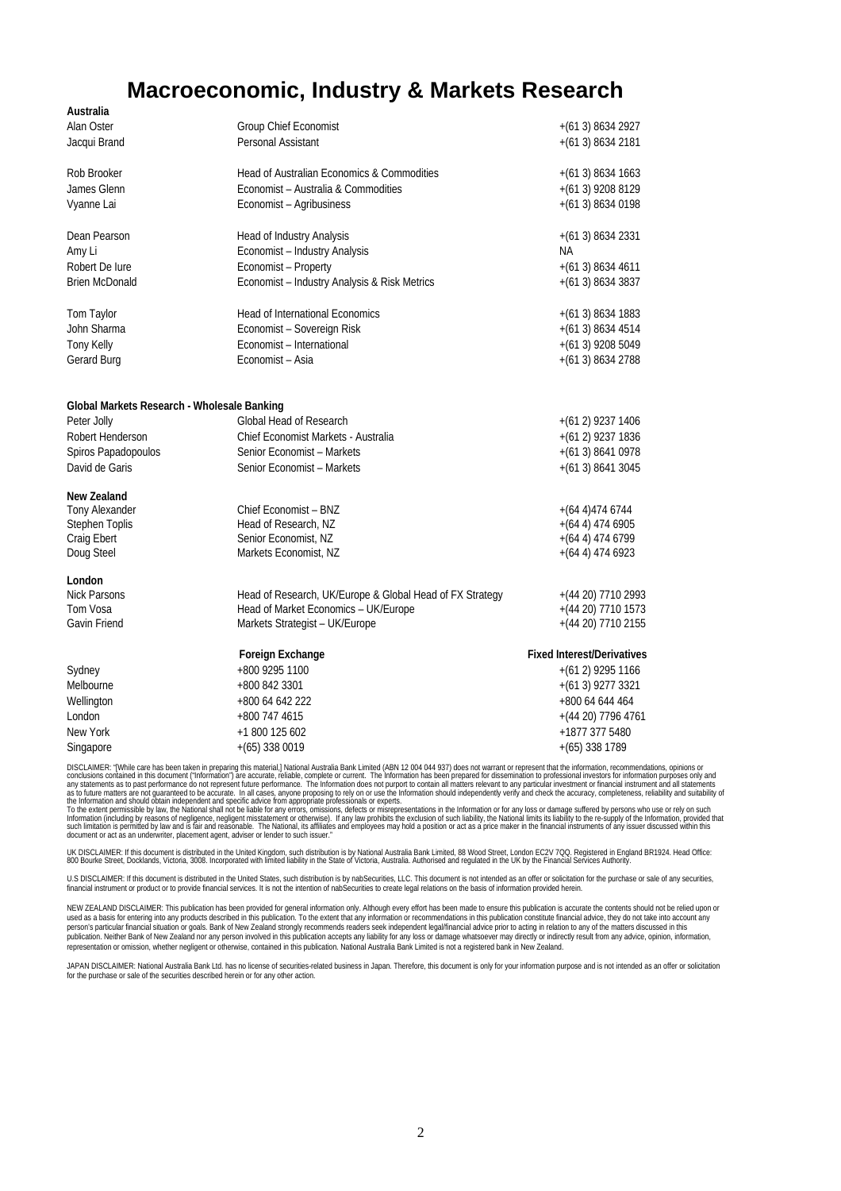# Macroeconomic, Industry & Markets Research

**Australia**

| | | |
|---|---|---|
| Alan Oster | Group Chief Economist | +(61 3) 8634 2927 |
| Jacqui Brand | Personal Assistant | +(61 3) 8634 2181 |
| | | |
| Rob Brooker | Head of Australian Economics & Commodities | +(61 3) 8634 1663 |
| James Glenn | Economist – Australia & Commodities | +(61 3) 9208 8129 |
| Vyanne Lai | Economist – Agribusiness | +(61 3) 8634 0198 |
| | | |
| Dean Pearson | Head of Industry Analysis | +(61 3) 8634 2331 |
| Amy Li | Economist – Industry Analysis | NA |
| Robert De Iure | Economist – Property | +(61 3) 8634 4611 |
| Brien McDonald | Economist – Industry Analysis & Risk Metrics | +(61 3) 8634 3837 |
| | | |
| Tom Taylor | Head of International Economics | +(61 3) 8634 1883 |
| John Sharma | Economist – Sovereign Risk | +(61 3) 8634 4514 |
| Tony Kelly | Economist – International | +(61 3) 9208 5049 |
| Gerard Burg | Economist – Asia | +(61 3) 8634 2788 |

**Global Markets Research - Wholesale Banking**

| | | |
|---|---|---|
| Peter Jolly | Global Head of Research | +(61 2) 9237 1406 |
| Robert Henderson | Chief Economist Markets - Australia | +(61 2) 9237 1836 |
| Spiros Papadopoulos | Senior Economist – Markets | +(61 3) 8641 0978 |
| David de Garis | Senior Economist – Markets | +(61 3) 8641 3045 |

**New Zealand**

| | | |
|---|---|---|
| Tony Alexander | Chief Economist – BNZ | +(64 4)474 6744 |
| Stephen Toplis | Head of Research, NZ | +(64 4) 474 6905 |
| Craig Ebert | Senior Economist, NZ | +(64 4) 474 6799 |
| Doug Steel | Markets Economist, NZ | +(64 4) 474 6923 |

**London**

| | | |
|---|---|---|
| Nick Parsons | Head of Research, UK/Europe & Global Head of FX Strategy | +(44 20) 7710 2993 |
| Tom Vosa | Head of Market Economics – UK/Europe | +(44 20) 7710 1573 |
| Gavin Friend | Markets Strategist – UK/Europe | +(44 20) 7710 2155 |

| | Foreign Exchange | Fixed Interest/Derivatives |
|---|---|---|
| Sydney | +800 9295 1100 | +(61 2) 9295 1166 |
| Melbourne | +800 842 3301 | +(61 3) 9277 3321 |
| Wellington | +800 64 642 222 | +800 64 644 464 |
| London | +800 747 4615 | +(44 20) 7796 4761 |
| New York | +1 800 125 602 | +1877 377 5480 |
| Singapore | +(65) 338 0019 | +(65) 338 1789 |

DISCLAIMER: "[While care has been taken in preparing this material,] National Australia Bank Limited (ABN 12 004 044 937) does not warrant or represent that the information, recommendations, opinions or conclusions contained in this document ("Information") are accurate, reliable, complete or current. The Information has been prepared for dissemination to professional investors for information purposes only and any statements as to past performance do not represent future performance. The Information does not purport to contain all matters relevant to any particular investment or financial instrument and all statements as to future matters are not guaranteed to be accurate. In all cases, anyone proposing to rely on or use the Information should independently verify and check the accuracy, completeness, reliability and suitability of the Information and should obtain independent and specific advice from appropriate professionals or experts.
To the extent permissible by law, the National shall not be liable for any errors, omissions, defects or misrepresentations in the Information or for any loss or damage suffered by persons who use or rely on such Information (including by reasons of negligence, negligent misstatement or otherwise). If any law prohibits the exclusion of such liability, the National limits its liability to the re-supply of the Information, provided that such limitation is permitted by law and is fair and reasonable. The National, its affiliates and employees may hold a position or act as a price maker in the financial instruments of any issuer discussed within this document or act as an underwriter, placement agent, adviser or lender to such issuer."

UK DISCLAIMER: If this document is distributed in the United Kingdom, such distribution is by National Australia Bank Limited, 88 Wood Street, London EC2V 7QQ. Registered in England BR1924. Head Office: 800 Bourke Street, Docklands, Victoria, 3008. Incorporated with limited liability in the State of Victoria, Australia. Authorised and regulated in the UK by the Financial Services Authority.

U.S DISCLAIMER: If this document is distributed in the United States, such distribution is by nabSecurities, LLC. This document is not intended as an offer or solicitation for the purchase or sale of any securities, financial instrument or product or to provide financial services. It is not the intention of nabSecurities to create legal relations on the basis of information provided herein.

NEW ZEALAND DISCLAIMER: This publication has been provided for general information only. Although every effort has been made to ensure this publication is accurate the contents should not be relied upon or used as a basis for entering into any products described in this publication. To the extent that any information or recommendations in this publication constitute financial advice, they do not take into account any person's particular financial situation or goals. Bank of New Zealand strongly recommends readers seek independent legal/financial advice prior to acting in relation to any of the matters discussed in this publication. Neither Bank of New Zealand nor any person involved in this publication accepts any liability for any loss or damage whatsoever may directly or indirectly result from any advice, opinion, information, representation or omission, whether negligent or otherwise, contained in this publication. National Australia Bank Limited is not a registered bank in New Zealand.

JAPAN DISCLAIMER: National Australia Bank Ltd. has no license of securities-related business in Japan. Therefore, this document is only for your information purpose and is not intended as an offer or solicitation for the purchase or sale of the securities described herein or for any other action.